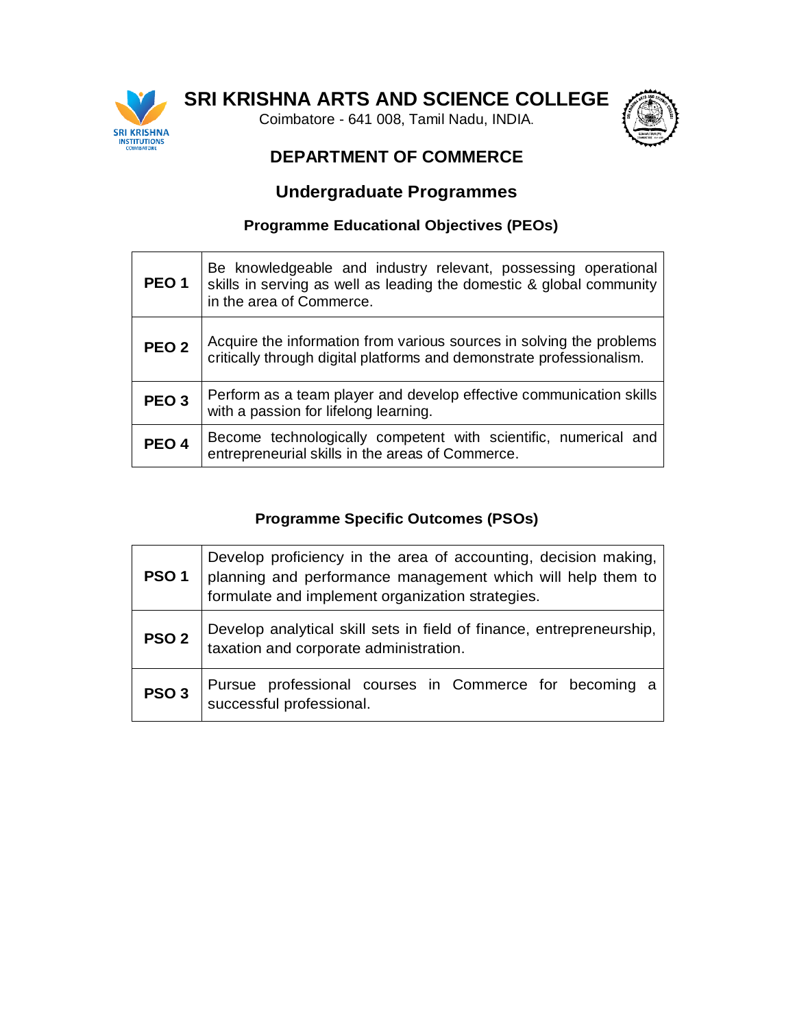# SRI KRISHNA ARTS AND SCIENCE COLLEGE

Coimbatore - 641 008, Tamil Nadu, INDIA.

## DEPARTMENT OF COMMERCE

## Undergraduate Programmes

### Programme Educational Objectives (PEOs)

| | |
|---|---|
| **PEO 1** | Be knowledgeable and industry relevant, possessing operational skills in serving as well as leading the domestic & global community in the area of Commerce. |
| **PEO 2** | Acquire the information from various sources in solving the problems critically through digital platforms and demonstrate professionalism. |
| **PEO 3** | Perform as a team player and develop effective communication skills with a passion for lifelong learning. |
| **PEO 4** | Become technologically competent with scientific, numerical and entrepreneurial skills in the areas of Commerce. |

### Programme Specific Outcomes (PSOs)

| | |
|---|---|
| **PSO 1** | Develop proficiency in the area of accounting, decision making, planning and performance management which will help them to formulate and implement organization strategies. |
| **PSO 2** | Develop analytical skill sets in field of finance, entrepreneurship, taxation and corporate administration. |
| **PSO 3** | Pursue professional courses in Commerce for becoming a successful professional. |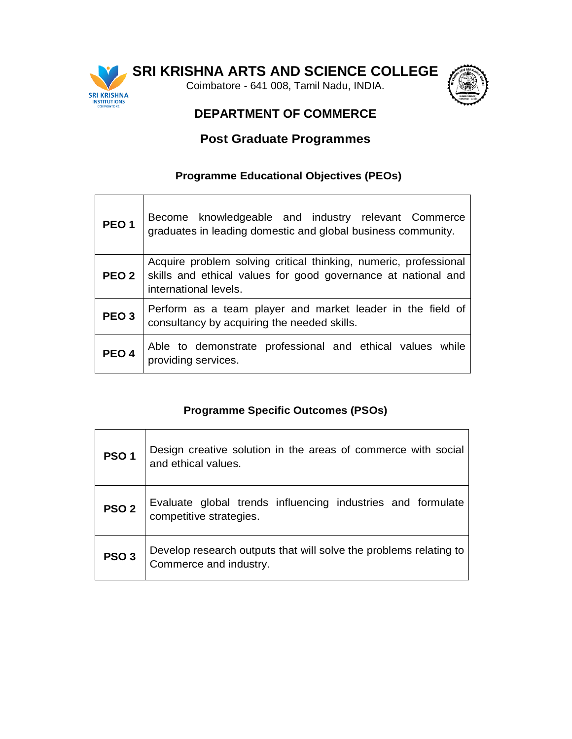# SRI KRISHNA ARTS AND SCIENCE COLLEGE

Coimbatore - 641 008, Tamil Nadu, INDIA.

## DEPARTMENT OF COMMERCE

## Post Graduate Programmes

### Programme Educational Objectives (PEOs)

| | |
|---|---|
| **PEO 1** | Become knowledgeable and industry relevant Commerce graduates in leading domestic and global business community. |
| **PEO 2** | Acquire problem solving critical thinking, numeric, professional skills and ethical values for good governance at national and international levels. |
| **PEO 3** | Perform as a team player and market leader in the field of consultancy by acquiring the needed skills. |
| **PEO 4** | Able to demonstrate professional and ethical values while providing services. |

### Programme Specific Outcomes (PSOs)

| | |
|---|---|
| **PSO 1** | Design creative solution in the areas of commerce with social and ethical values. |
| **PSO 2** | Evaluate global trends influencing industries and formulate competitive strategies. |
| **PSO 3** | Develop research outputs that will solve the problems relating to Commerce and industry. |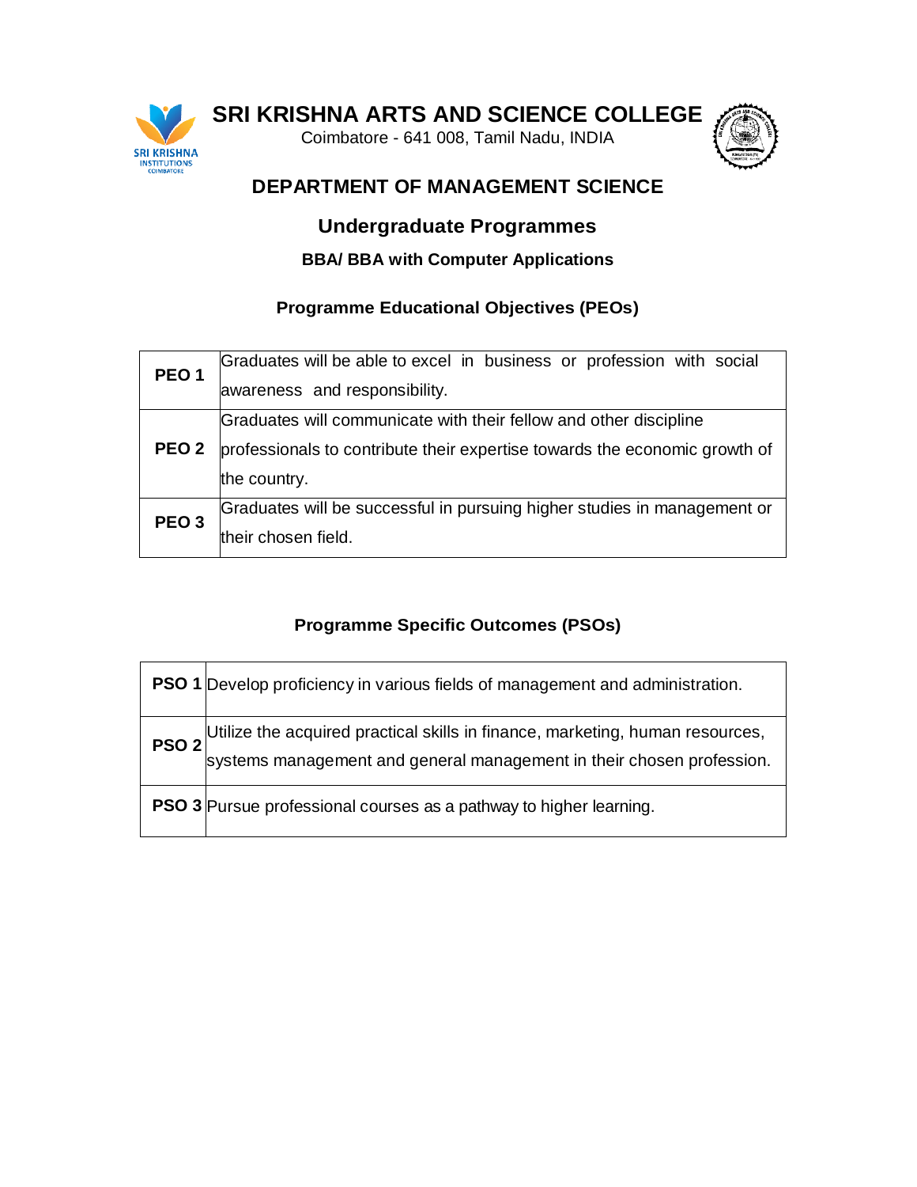# SRI KRISHNA ARTS AND SCIENCE COLLEGE

Coimbatore - 641 008, Tamil Nadu, INDIA

## DEPARTMENT OF MANAGEMENT SCIENCE

## Undergraduate Programmes

### BBA/ BBA with Computer Applications

### Programme Educational Objectives (PEOs)

| | |
|---|---|
| **PEO 1** | Graduates will be able to excel in business or profession with social awareness and responsibility. |
| **PEO 2** | Graduates will communicate with their fellow and other discipline professionals to contribute their expertise towards the economic growth of the country. |
| **PEO 3** | Graduates will be successful in pursuing higher studies in management or their chosen field. |

### Programme Specific Outcomes (PSOs)

| | |
|---|---|
| **PSO 1** | Develop proficiency in various fields of management and administration. |
| **PSO 2** | Utilize the acquired practical skills in finance, marketing, human resources, systems management and general management in their chosen profession. |
| **PSO 3** | Pursue professional courses as a pathway to higher learning. |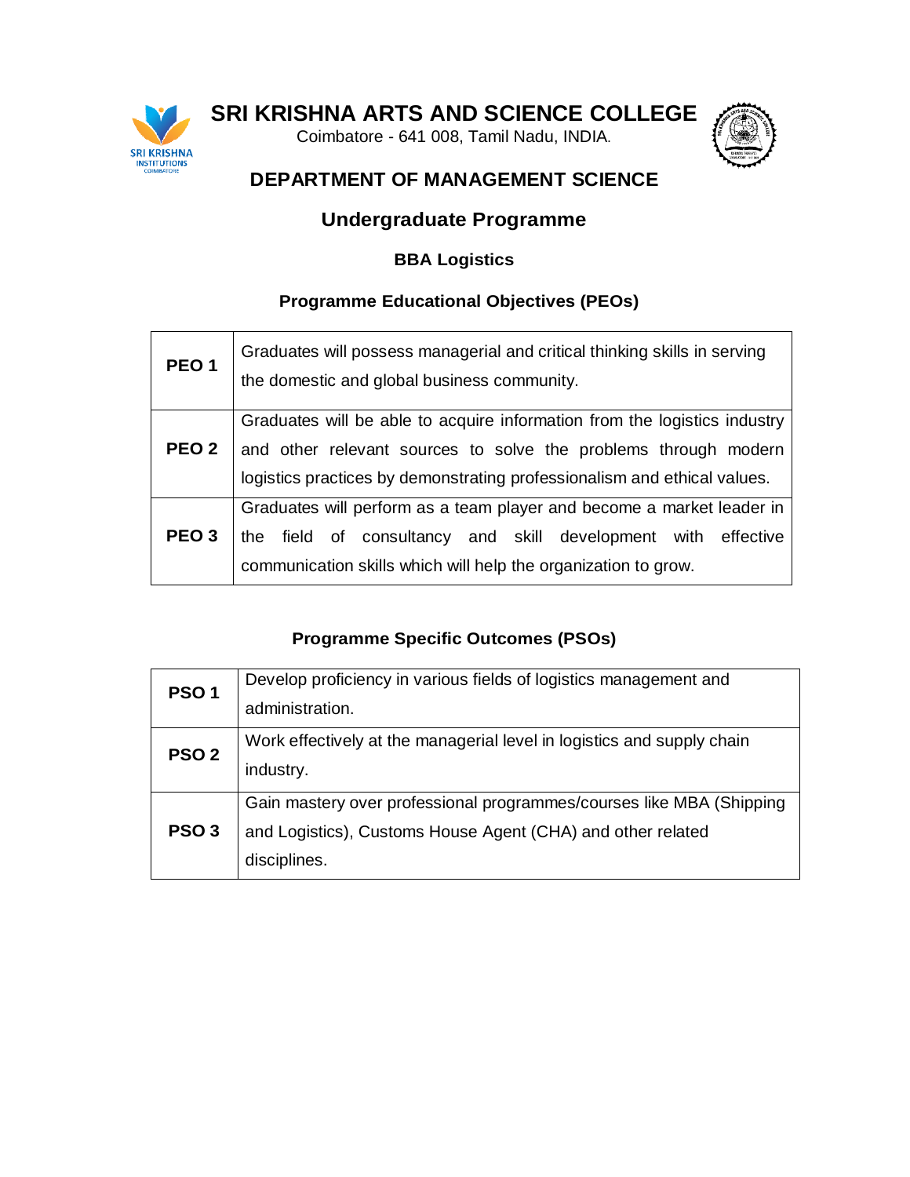# SRI KRISHNA ARTS AND SCIENCE COLLEGE

Coimbatore - 641 008, Tamil Nadu, INDIA.

## DEPARTMENT OF MANAGEMENT SCIENCE

## Undergraduate Programme

### BBA Logistics

### Programme Educational Objectives (PEOs)

| | |
|---|---|
| **PEO 1** | Graduates will possess managerial and critical thinking skills in serving the domestic and global business community. |
| **PEO 2** | Graduates will be able to acquire information from the logistics industry and other relevant sources to solve the problems through modern logistics practices by demonstrating professionalism and ethical values. |
| **PEO 3** | Graduates will perform as a team player and become a market leader in the field of consultancy and skill development with effective communication skills which will help the organization to grow. |

### Programme Specific Outcomes (PSOs)

| | |
|---|---|
| **PSO 1** | Develop proficiency in various fields of logistics management and administration. |
| **PSO 2** | Work effectively at the managerial level in logistics and supply chain industry. |
| **PSO 3** | Gain mastery over professional programmes/courses like MBA (Shipping and Logistics), Customs House Agent (CHA) and other related disciplines. |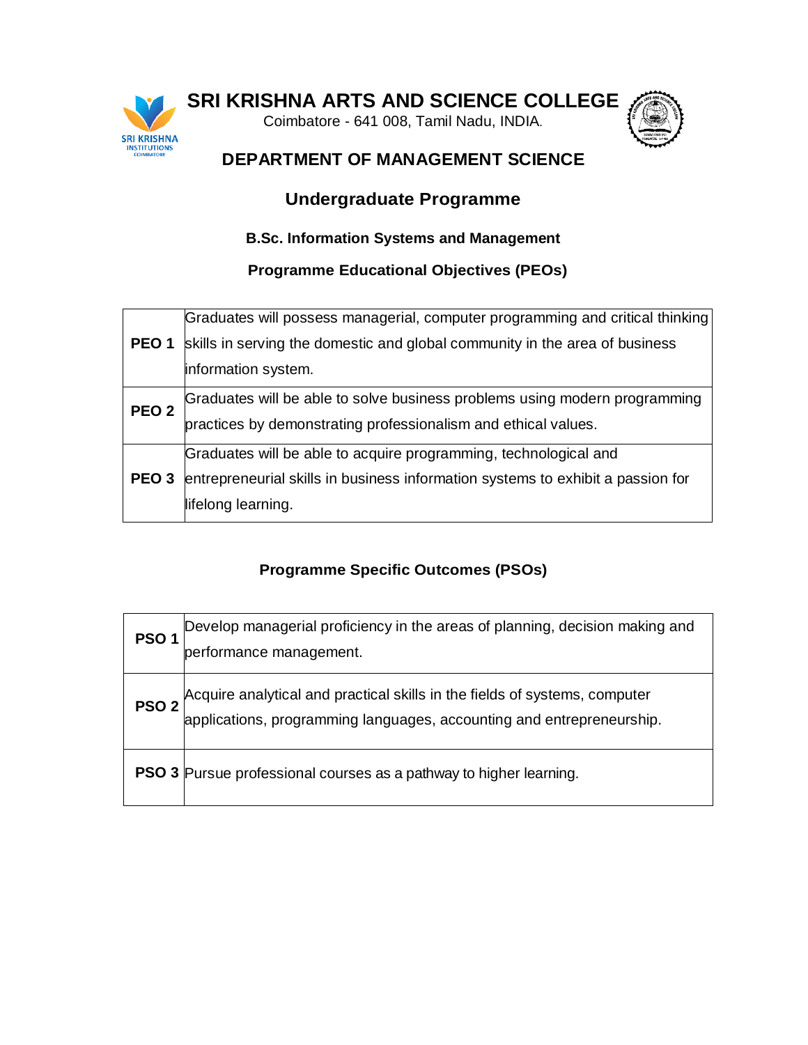# SRI KRISHNA ARTS AND SCIENCE COLLEGE

Coimbatore - 641 008, Tamil Nadu, INDIA.

## DEPARTMENT OF MANAGEMENT SCIENCE

## Undergraduate Programme

### B.Sc. Information Systems and Management

### Programme Educational Objectives (PEOs)

| | |
|---|---|
| **PEO 1** | Graduates will possess managerial, computer programming and critical thinking skills in serving the domestic and global community in the area of business information system. |
| **PEO 2** | Graduates will be able to solve business problems using modern programming practices by demonstrating professionalism and ethical values. |
| **PEO 3** | Graduates will be able to acquire programming, technological and entrepreneurial skills in business information systems to exhibit a passion for lifelong learning. |

### Programme Specific Outcomes (PSOs)

| | |
|---|---|
| **PSO 1** | Develop managerial proficiency in the areas of planning, decision making and performance management. |
| **PSO 2** | Acquire analytical and practical skills in the fields of systems, computer applications, programming languages, accounting and entrepreneurship. |
| **PSO 3** | Pursue professional courses as a pathway to higher learning. |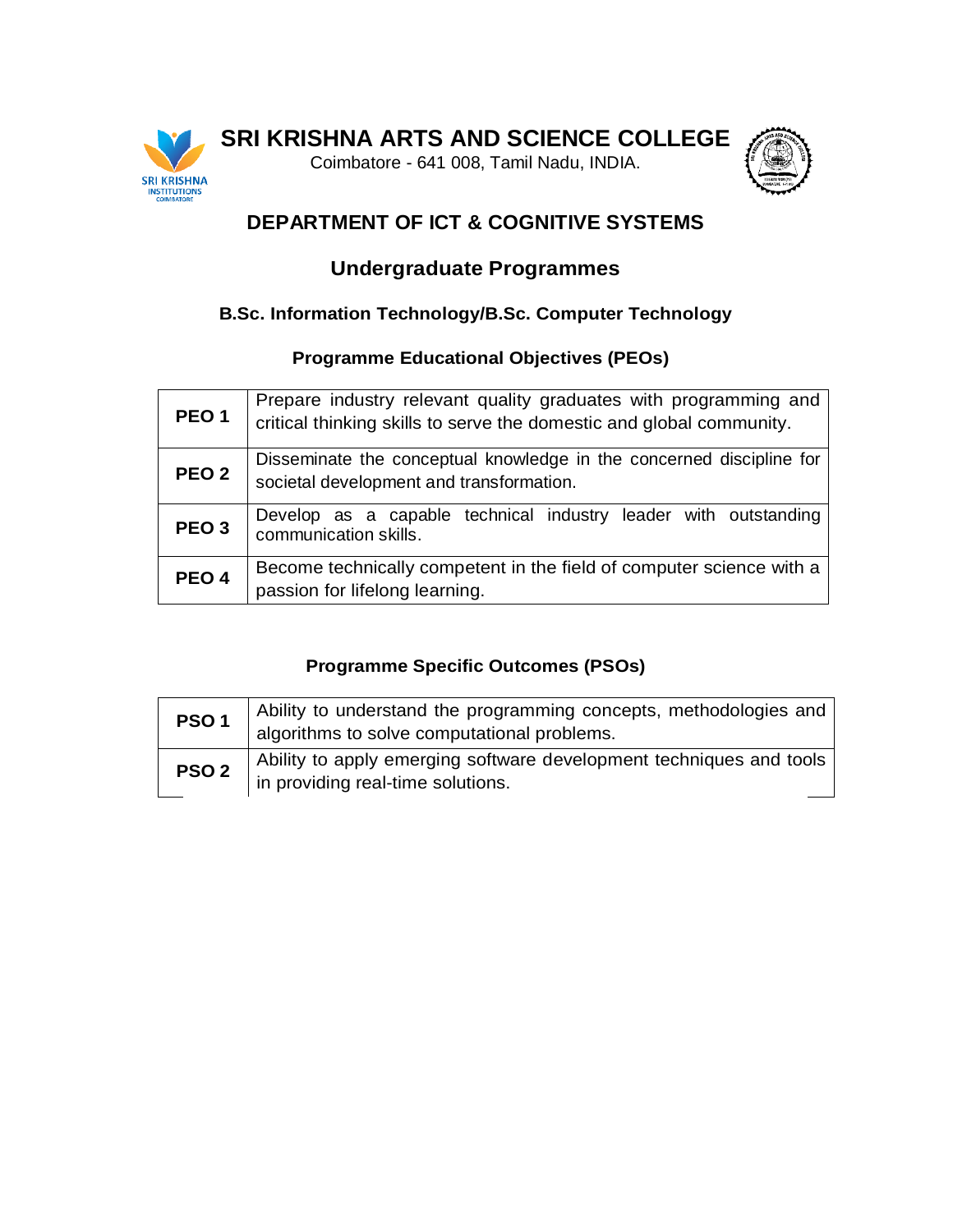# SRI KRISHNA ARTS AND SCIENCE COLLEGE

Coimbatore - 641 008, Tamil Nadu, INDIA.

## DEPARTMENT OF ICT & COGNITIVE SYSTEMS

## Undergraduate Programmes

### B.Sc. Information Technology/B.Sc. Computer Technology

### Programme Educational Objectives (PEOs)

| | |
|---|---|
| **PEO 1** | Prepare industry relevant quality graduates with programming and critical thinking skills to serve the domestic and global community. |
| **PEO 2** | Disseminate the conceptual knowledge in the concerned discipline for societal development and transformation. |
| **PEO 3** | Develop as a capable technical industry leader with outstanding communication skills. |
| **PEO 4** | Become technically competent in the field of computer science with a passion for lifelong learning. |

### Programme Specific Outcomes (PSOs)

| | |
|---|---|
| **PSO 1** | Ability to understand the programming concepts, methodologies and algorithms to solve computational problems. |
| **PSO 2** | Ability to apply emerging software development techniques and tools in providing real-time solutions. |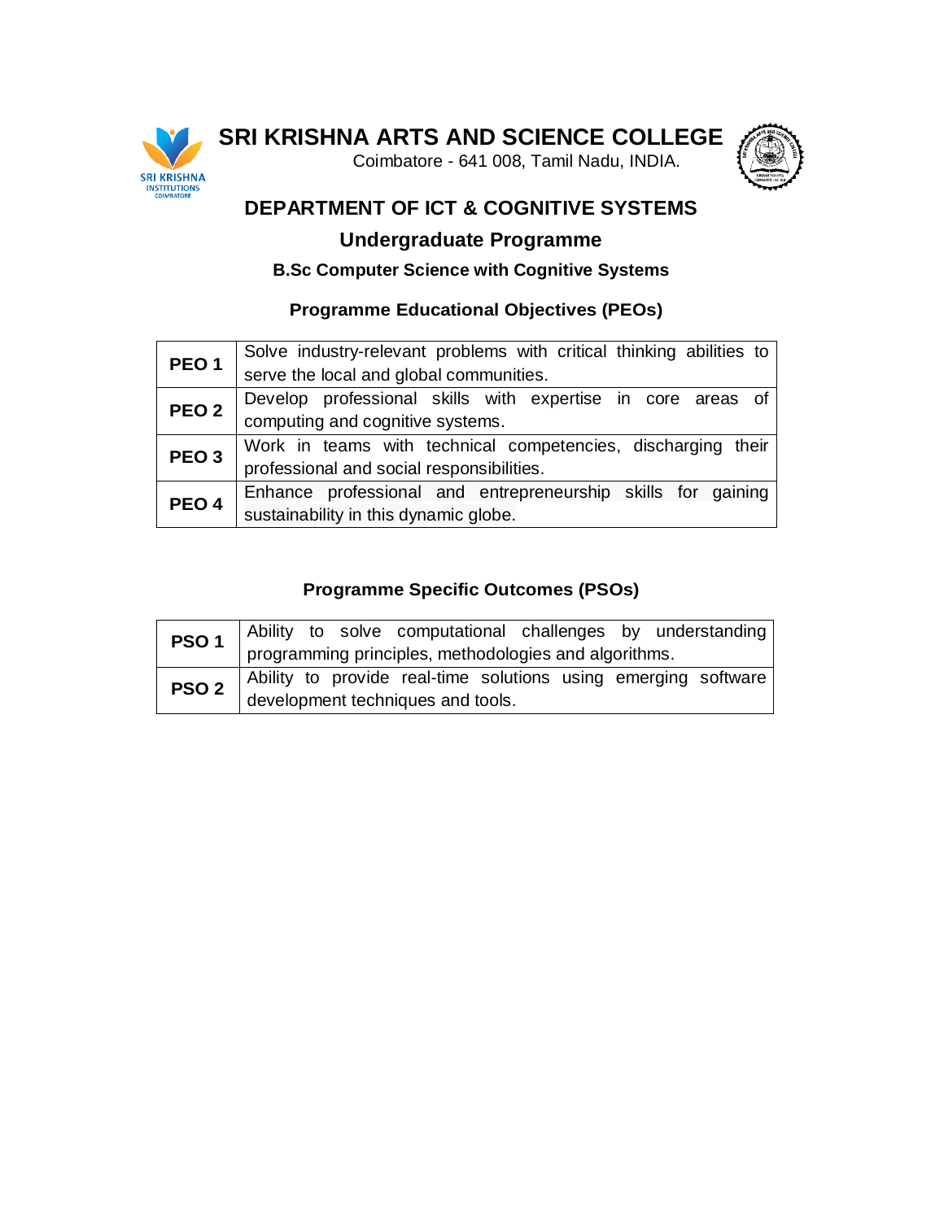# SRI KRISHNA ARTS AND SCIENCE COLLEGE

Coimbatore - 641 008, Tamil Nadu, INDIA.

## DEPARTMENT OF ICT & COGNITIVE SYSTEMS

### Undergraduate Programme

**B.Sc Computer Science with Cognitive Systems**

### Programme Educational Objectives (PEOs)

| | |
|---|---|
| **PEO 1** | Solve industry-relevant problems with critical thinking abilities to serve the local and global communities. |
| **PEO 2** | Develop professional skills with expertise in core areas of computing and cognitive systems. |
| **PEO 3** | Work in teams with technical competencies, discharging their professional and social responsibilities. |
| **PEO 4** | Enhance professional and entrepreneurship skills for gaining sustainability in this dynamic globe. |

### Programme Specific Outcomes (PSOs)

| | |
|---|---|
| **PSO 1** | Ability to solve computational challenges by understanding programming principles, methodologies and algorithms. |
| **PSO 2** | Ability to provide real-time solutions using emerging software development techniques and tools. |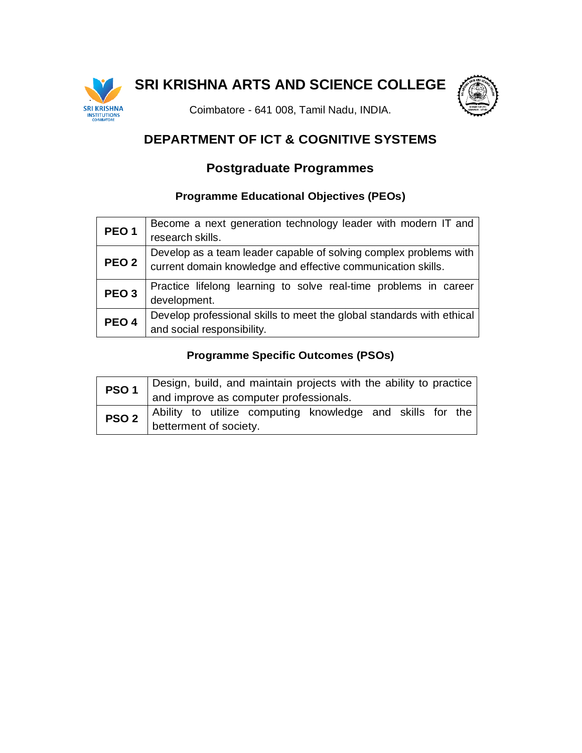# SRI KRISHNA ARTS AND SCIENCE COLLEGE

Coimbatore - 641 008, Tamil Nadu, INDIA.

## DEPARTMENT OF ICT & COGNITIVE SYSTEMS

## Postgraduate Programmes

### Programme Educational Objectives (PEOs)

| | |
|---|---|
| **PEO 1** | Become a next generation technology leader with modern IT and research skills. |
| **PEO 2** | Develop as a team leader capable of solving complex problems with current domain knowledge and effective communication skills. |
| **PEO 3** | Practice lifelong learning to solve real-time problems in career development. |
| **PEO 4** | Develop professional skills to meet the global standards with ethical and social responsibility. |

### Programme Specific Outcomes (PSOs)

| | |
|---|---|
| **PSO 1** | Design, build, and maintain projects with the ability to practice and improve as computer professionals. |
| **PSO 2** | Ability to utilize computing knowledge and skills for the betterment of society. |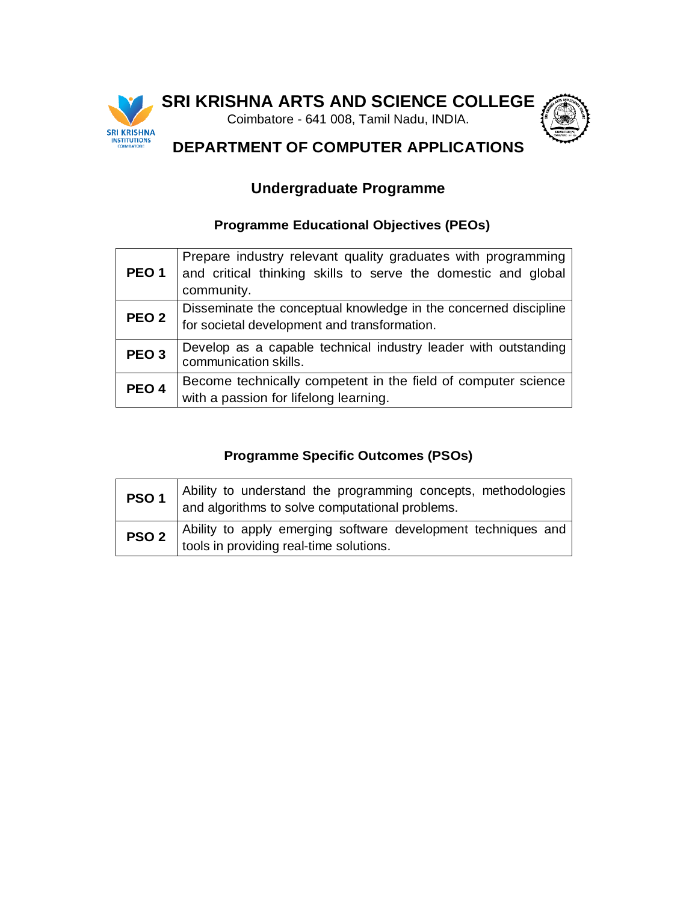# SRI KRISHNA ARTS AND SCIENCE COLLEGE

Coimbatore - 641 008, Tamil Nadu, INDIA.

## DEPARTMENT OF COMPUTER APPLICATIONS

### Undergraduate Programme

#### Programme Educational Objectives (PEOs)

| | |
|---|---|
| **PEO 1** | Prepare industry relevant quality graduates with programming and critical thinking skills to serve the domestic and global community. |
| **PEO 2** | Disseminate the conceptual knowledge in the concerned discipline for societal development and transformation. |
| **PEO 3** | Develop as a capable technical industry leader with outstanding communication skills. |
| **PEO 4** | Become technically competent in the field of computer science with a passion for lifelong learning. |

#### Programme Specific Outcomes (PSOs)

| | |
|---|---|
| **PSO 1** | Ability to understand the programming concepts, methodologies and algorithms to solve computational problems. |
| **PSO 2** | Ability to apply emerging software development techniques and tools in providing real-time solutions. |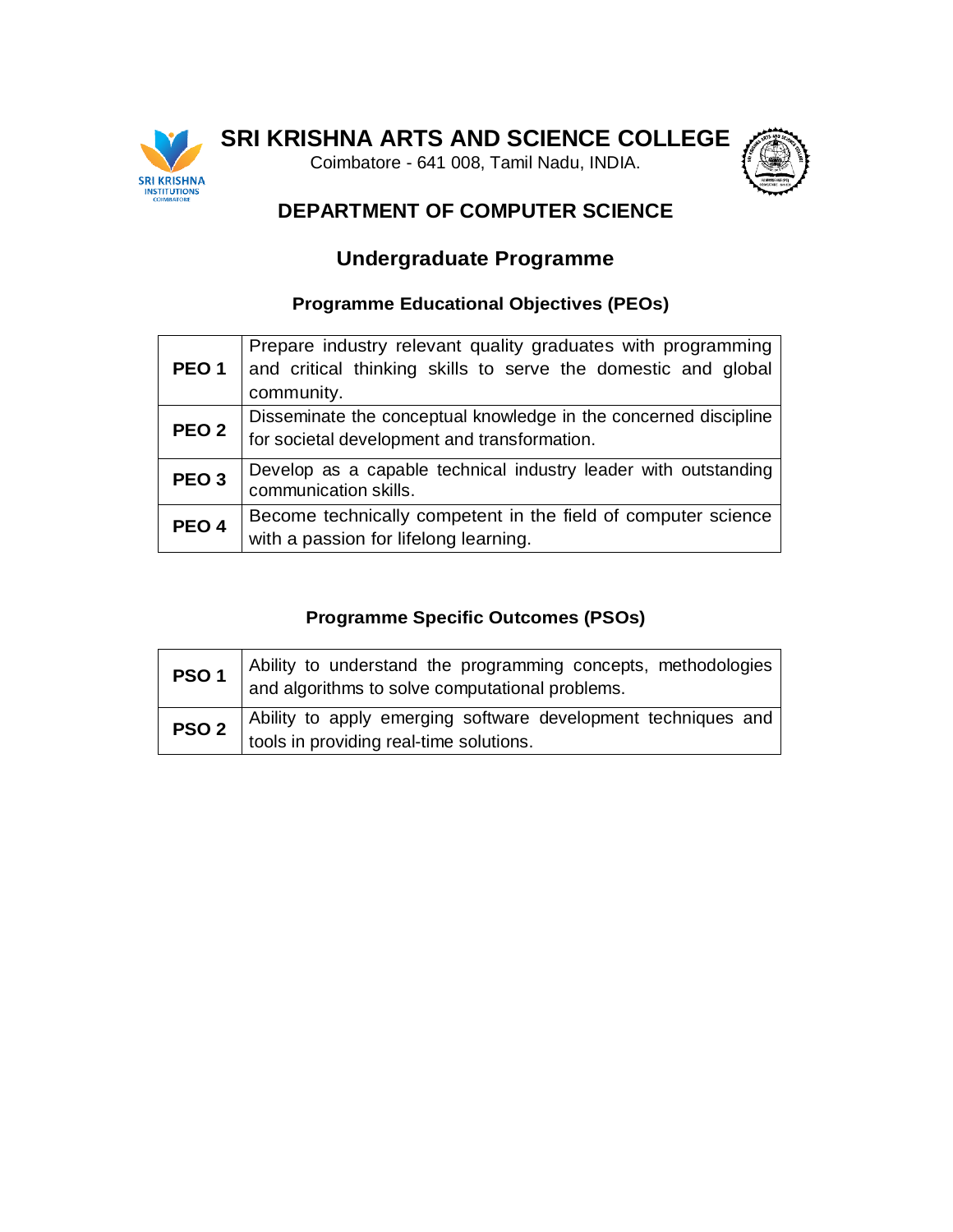# SRI KRISHNA ARTS AND SCIENCE COLLEGE

Coimbatore - 641 008, Tamil Nadu, INDIA.

## DEPARTMENT OF COMPUTER SCIENCE

## Undergraduate Programme

### Programme Educational Objectives (PEOs)

| | |
|---|---|
| **PEO 1** | Prepare industry relevant quality graduates with programming and critical thinking skills to serve the domestic and global community. |
| **PEO 2** | Disseminate the conceptual knowledge in the concerned discipline for societal development and transformation. |
| **PEO 3** | Develop as a capable technical industry leader with outstanding communication skills. |
| **PEO 4** | Become technically competent in the field of computer science with a passion for lifelong learning. |

### Programme Specific Outcomes (PSOs)

| | |
|---|---|
| **PSO 1** | Ability to understand the programming concepts, methodologies and algorithms to solve computational problems. |
| **PSO 2** | Ability to apply emerging software development techniques and tools in providing real-time solutions. |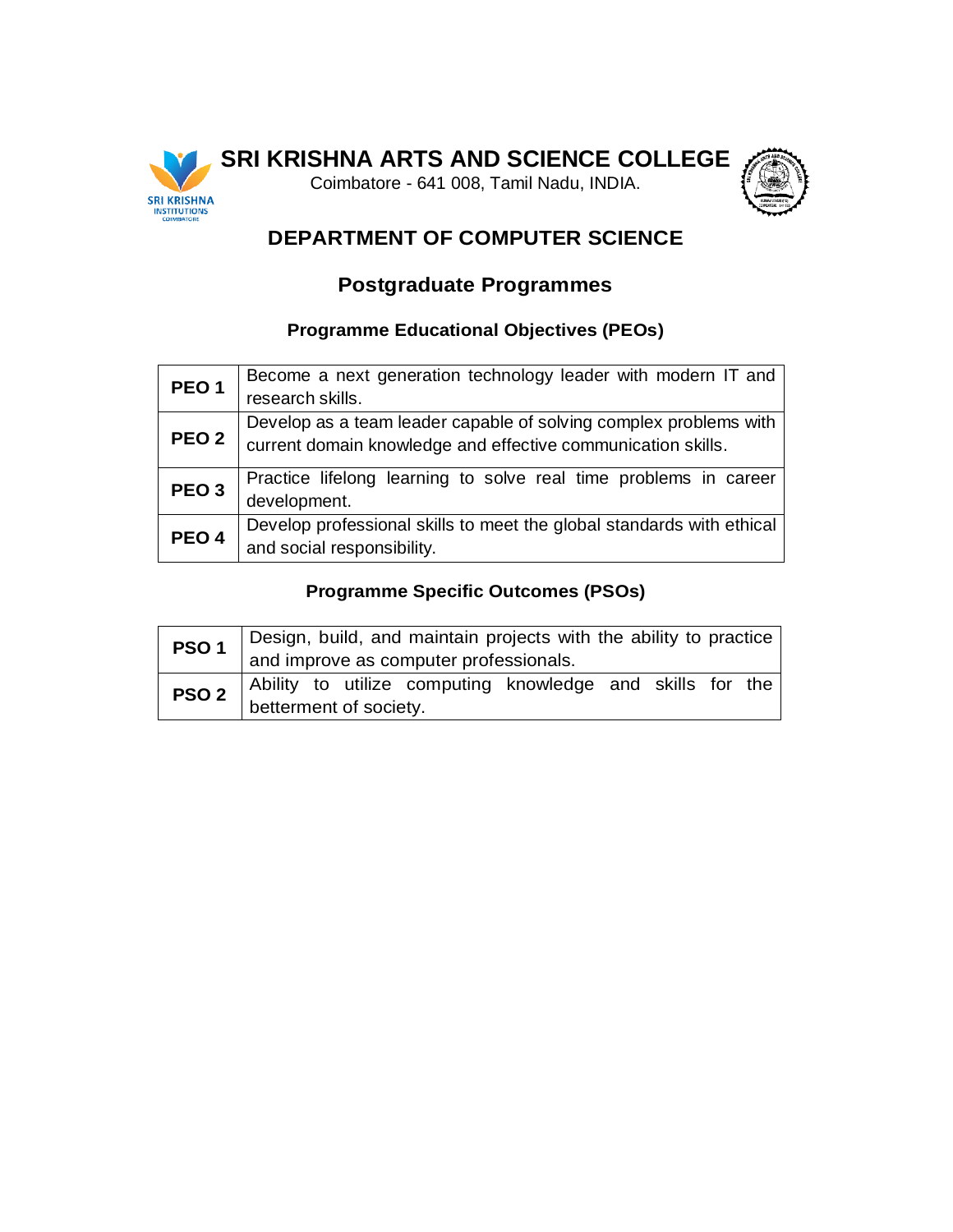# SRI KRISHNA ARTS AND SCIENCE COLLEGE

Coimbatore - 641 008, Tamil Nadu, INDIA.

## DEPARTMENT OF COMPUTER SCIENCE

## Postgraduate Programmes

### Programme Educational Objectives (PEOs)

| | |
|---|---|
| **PEO 1** | Become a next generation technology leader with modern IT and research skills. |
| **PEO 2** | Develop as a team leader capable of solving complex problems with current domain knowledge and effective communication skills. |
| **PEO 3** | Practice lifelong learning to solve real time problems in career development. |
| **PEO 4** | Develop professional skills to meet the global standards with ethical and social responsibility. |

### Programme Specific Outcomes (PSOs)

| | |
|---|---|
| **PSO 1** | Design, build, and maintain projects with the ability to practice and improve as computer professionals. |
| **PSO 2** | Ability to utilize computing knowledge and skills for the betterment of society. |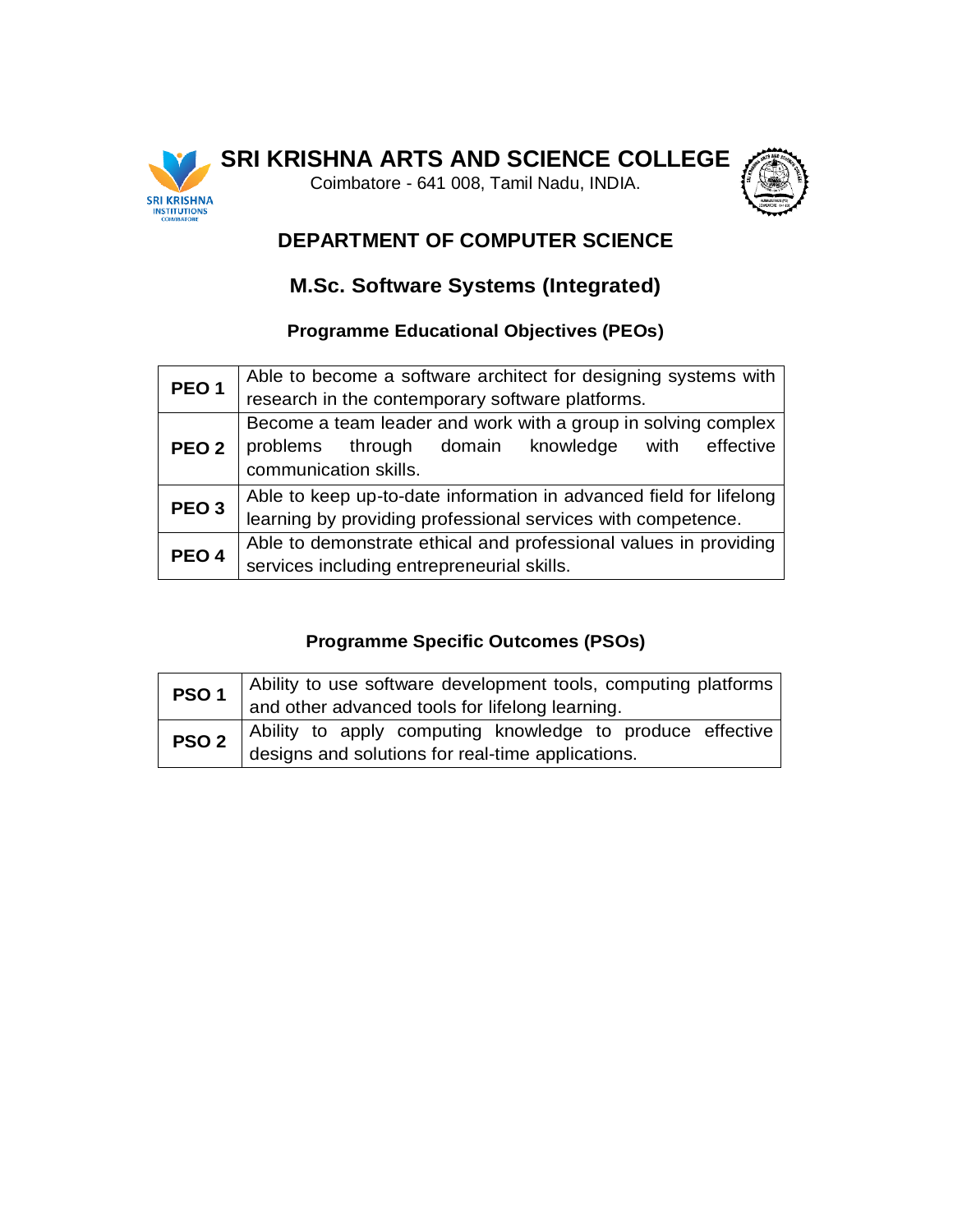# SRI KRISHNA ARTS AND SCIENCE COLLEGE

Coimbatore - 641 008, Tamil Nadu, INDIA.

## DEPARTMENT OF COMPUTER SCIENCE

## M.Sc. Software Systems (Integrated)

### Programme Educational Objectives (PEOs)

| | |
|---|---|
| **PEO 1** | Able to become a software architect for designing systems with research in the contemporary software platforms. |
| **PEO 2** | Become a team leader and work with a group in solving complex problems through domain knowledge with effective communication skills. |
| **PEO 3** | Able to keep up-to-date information in advanced field for lifelong learning by providing professional services with competence. |
| **PEO 4** | Able to demonstrate ethical and professional values in providing services including entrepreneurial skills. |

### Programme Specific Outcomes (PSOs)

| | |
|---|---|
| **PSO 1** | Ability to use software development tools, computing platforms and other advanced tools for lifelong learning. |
| **PSO 2** | Ability to apply computing knowledge to produce effective designs and solutions for real-time applications. |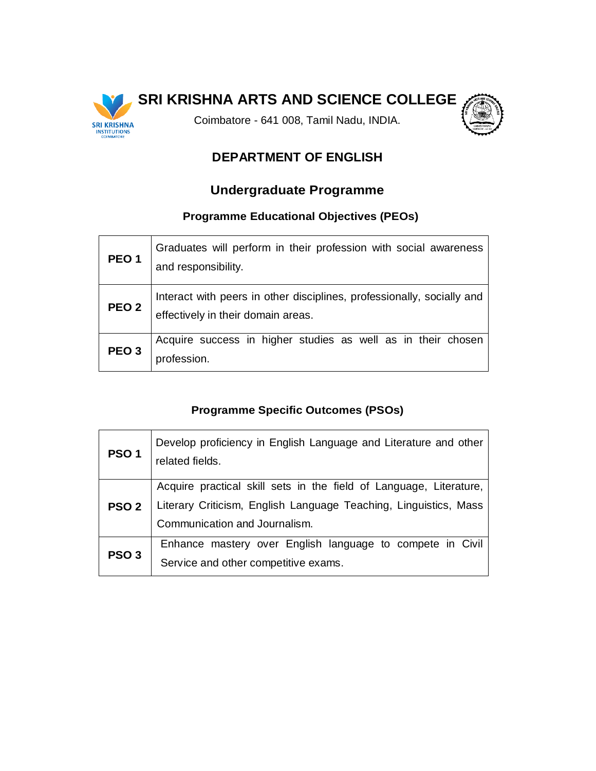# SRI KRISHNA ARTS AND SCIENCE COLLEGE

Coimbatore - 641 008, Tamil Nadu, INDIA.

## DEPARTMENT OF ENGLISH

## Undergraduate Programme

### Programme Educational Objectives (PEOs)

| | |
|---|---|
| **PEO 1** | Graduates will perform in their profession with social awareness and responsibility. |
| **PEO 2** | Interact with peers in other disciplines, professionally, socially and effectively in their domain areas. |
| **PEO 3** | Acquire success in higher studies as well as in their chosen profession. |

### Programme Specific Outcomes (PSOs)

| | |
|---|---|
| **PSO 1** | Develop proficiency in English Language and Literature and other related fields. |
| **PSO 2** | Acquire practical skill sets in the field of Language, Literature, Literary Criticism, English Language Teaching, Linguistics, Mass Communication and Journalism. |
| **PSO 3** | Enhance mastery over English language to compete in Civil Service and other competitive exams. |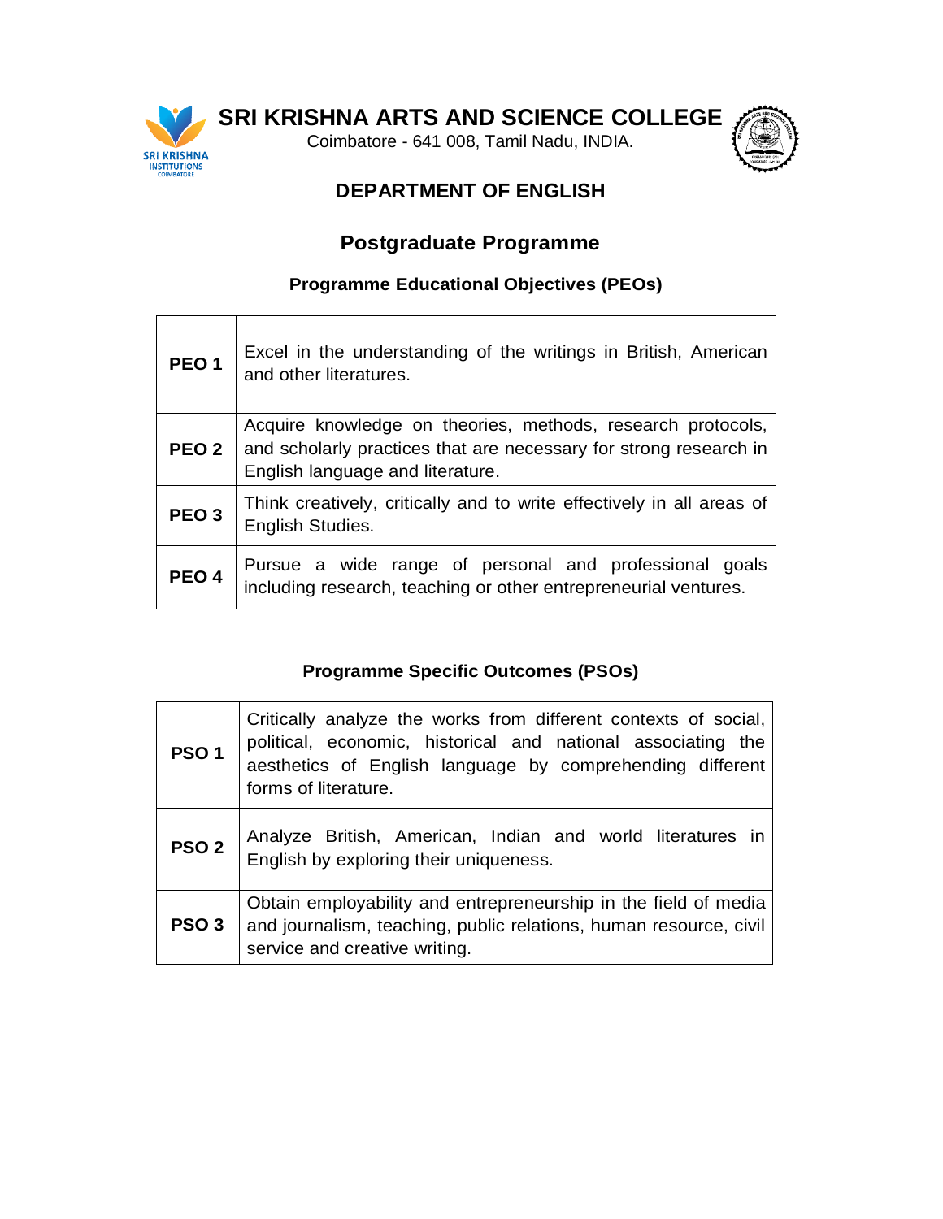# SRI KRISHNA ARTS AND SCIENCE COLLEGE

Coimbatore - 641 008, Tamil Nadu, INDIA.

## DEPARTMENT OF ENGLISH

## Postgraduate Programme

### Programme Educational Objectives (PEOs)

| | |
|---|---|
| **PEO 1** | Excel in the understanding of the writings in British, American and other literatures. |
| **PEO 2** | Acquire knowledge on theories, methods, research protocols, and scholarly practices that are necessary for strong research in English language and literature. |
| **PEO 3** | Think creatively, critically and to write effectively in all areas of English Studies. |
| **PEO 4** | Pursue a wide range of personal and professional goals including research, teaching or other entrepreneurial ventures. |

### Programme Specific Outcomes (PSOs)

| | |
|---|---|
| **PSO 1** | Critically analyze the works from different contexts of social, political, economic, historical and national associating the aesthetics of English language by comprehending different forms of literature. |
| **PSO 2** | Analyze British, American, Indian and world literatures in English by exploring their uniqueness. |
| **PSO 3** | Obtain employability and entrepreneurship in the field of media and journalism, teaching, public relations, human resource, civil service and creative writing. |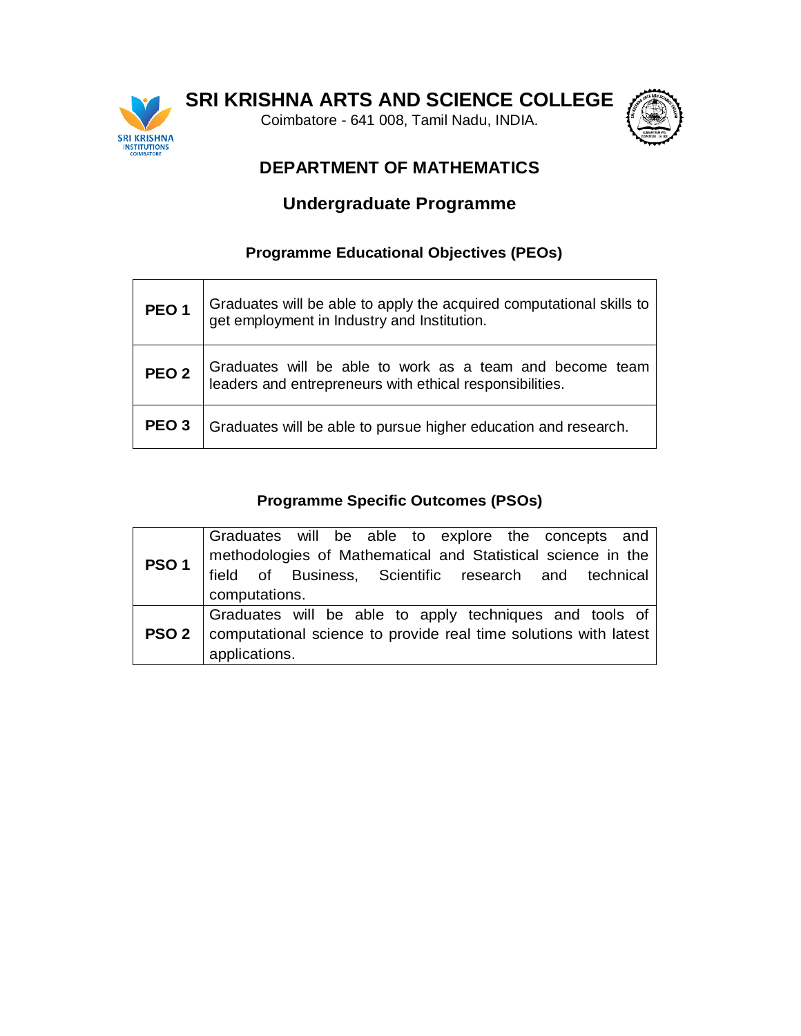# SRI KRISHNA ARTS AND SCIENCE COLLEGE

Coimbatore - 641 008, Tamil Nadu, INDIA.

## DEPARTMENT OF MATHEMATICS

## Undergraduate Programme

### Programme Educational Objectives (PEOs)

| | |
|---|---|
| **PEO 1** | Graduates will be able to apply the acquired computational skills to get employment in Industry and Institution. |
| **PEO 2** | Graduates will be able to work as a team and become team leaders and entrepreneurs with ethical responsibilities. |
| **PEO 3** | Graduates will be able to pursue higher education and research. |

### Programme Specific Outcomes (PSOs)

| | |
|---|---|
| **PSO 1** | Graduates will be able to explore the concepts and methodologies of Mathematical and Statistical science in the field of Business, Scientific research and technical computations. |
| **PSO 2** | Graduates will be able to apply techniques and tools of computational science to provide real time solutions with latest applications. |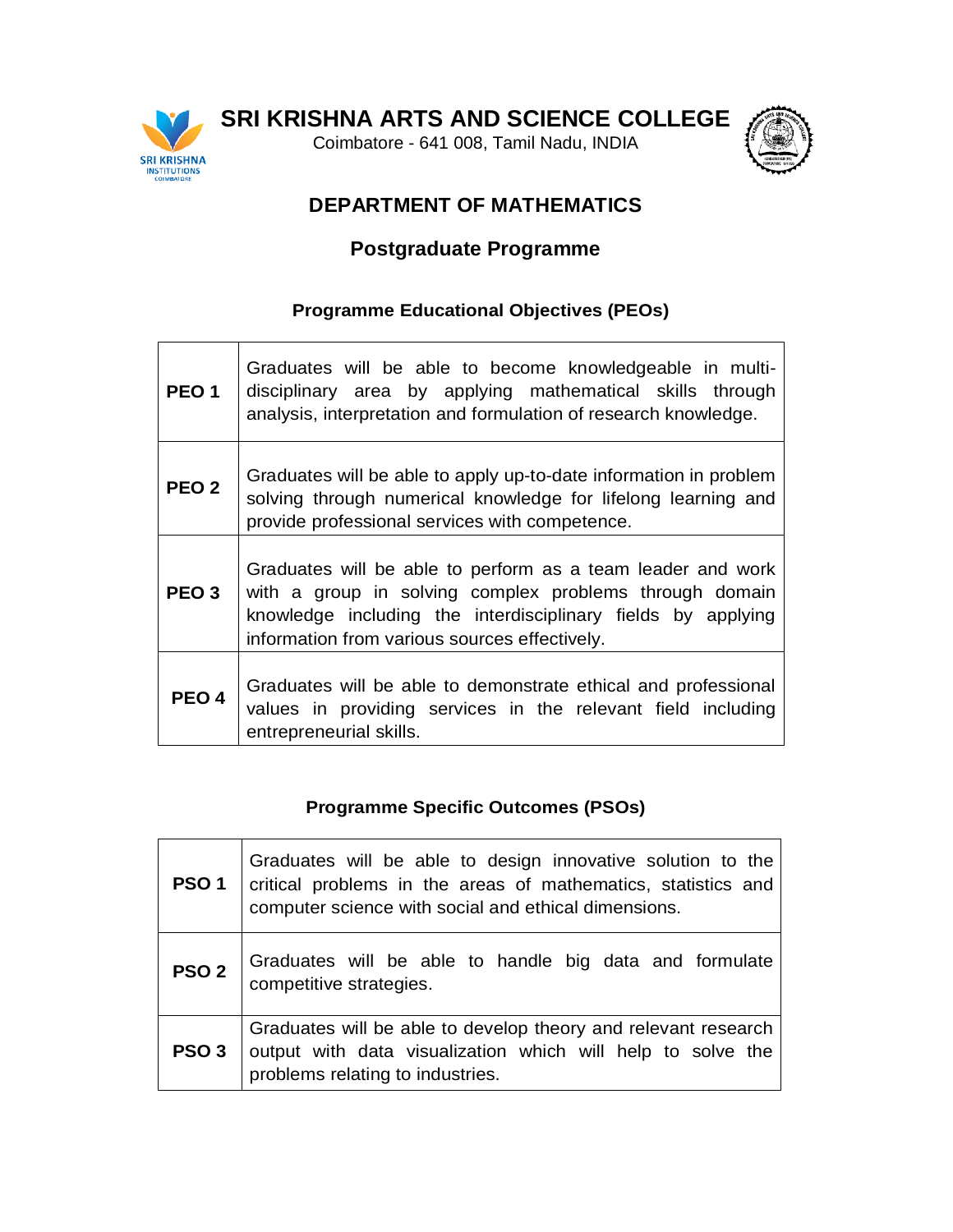# SRI KRISHNA ARTS AND SCIENCE COLLEGE

Coimbatore - 641 008, Tamil Nadu, INDIA

## DEPARTMENT OF MATHEMATICS

## Postgraduate Programme

### Programme Educational Objectives (PEOs)

| | |
|---|---|
| **PEO 1** | Graduates will be able to become knowledgeable in multi-disciplinary area by applying mathematical skills through analysis, interpretation and formulation of research knowledge. |
| **PEO 2** | Graduates will be able to apply up-to-date information in problem solving through numerical knowledge for lifelong learning and provide professional services with competence. |
| **PEO 3** | Graduates will be able to perform as a team leader and work with a group in solving complex problems through domain knowledge including the interdisciplinary fields by applying information from various sources effectively. |
| **PEO 4** | Graduates will be able to demonstrate ethical and professional values in providing services in the relevant field including entrepreneurial skills. |

### Programme Specific Outcomes (PSOs)

| | |
|---|---|
| **PSO 1** | Graduates will be able to design innovative solution to the critical problems in the areas of mathematics, statistics and computer science with social and ethical dimensions. |
| **PSO 2** | Graduates will be able to handle big data and formulate competitive strategies. |
| **PSO 3** | Graduates will be able to develop theory and relevant research output with data visualization which will help to solve the problems relating to industries. |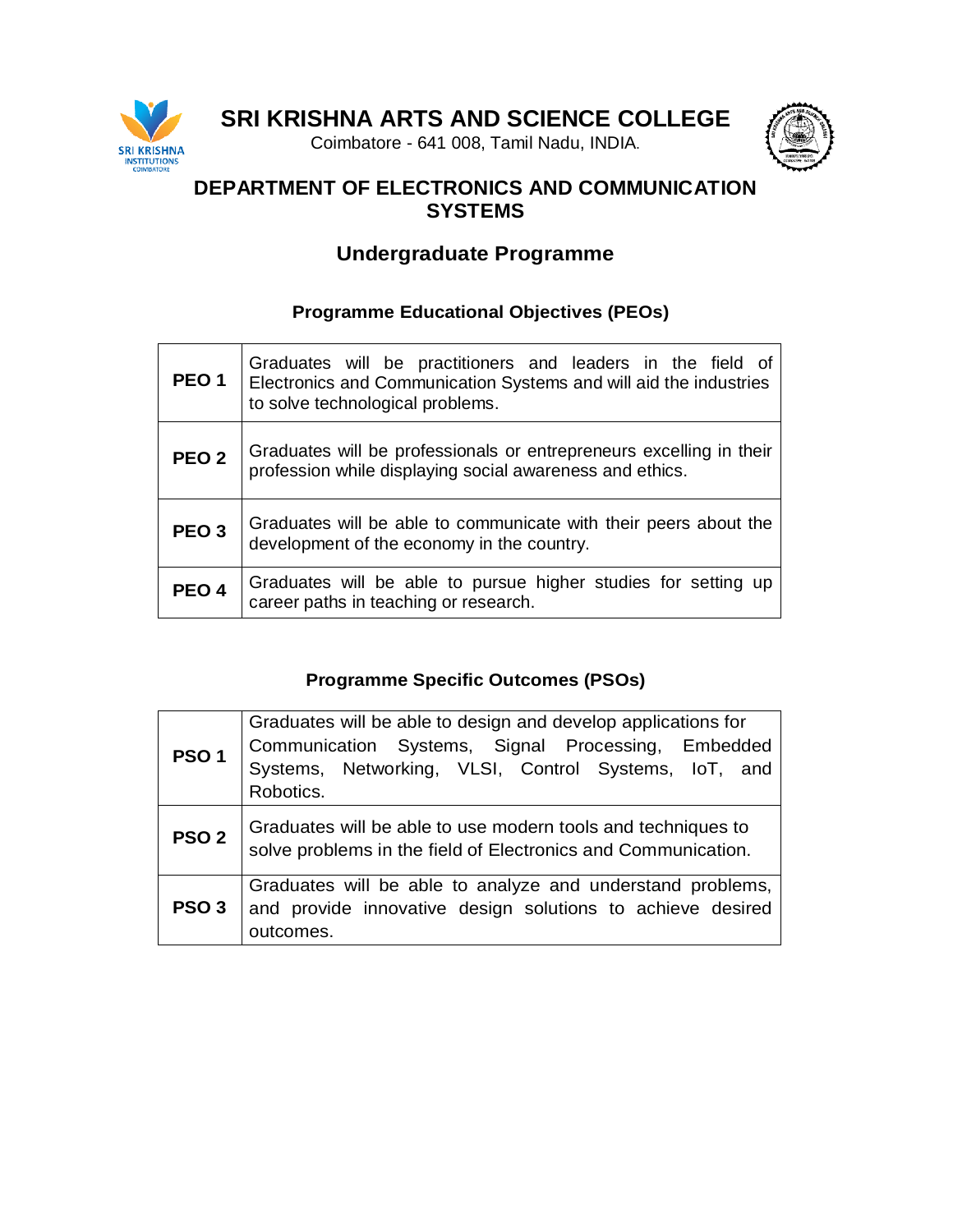# SRI KRISHNA ARTS AND SCIENCE COLLEGE

Coimbatore - 641 008, Tamil Nadu, INDIA.

## DEPARTMENT OF ELECTRONICS AND COMMUNICATION SYSTEMS

## Undergraduate Programme

### Programme Educational Objectives (PEOs)

| | |
|---|---|
| **PEO 1** | Graduates will be practitioners and leaders in the field of Electronics and Communication Systems and will aid the industries to solve technological problems. |
| **PEO 2** | Graduates will be professionals or entrepreneurs excelling in their profession while displaying social awareness and ethics. |
| **PEO 3** | Graduates will be able to communicate with their peers about the development of the economy in the country. |
| **PEO 4** | Graduates will be able to pursue higher studies for setting up career paths in teaching or research. |

### Programme Specific Outcomes (PSOs)

| | |
|---|---|
| **PSO 1** | Graduates will be able to design and develop applications for Communication Systems, Signal Processing, Embedded Systems, Networking, VLSI, Control Systems, IoT, and Robotics. |
| **PSO 2** | Graduates will be able to use modern tools and techniques to solve problems in the field of Electronics and Communication. |
| **PSO 3** | Graduates will be able to analyze and understand problems, and provide innovative design solutions to achieve desired outcomes. |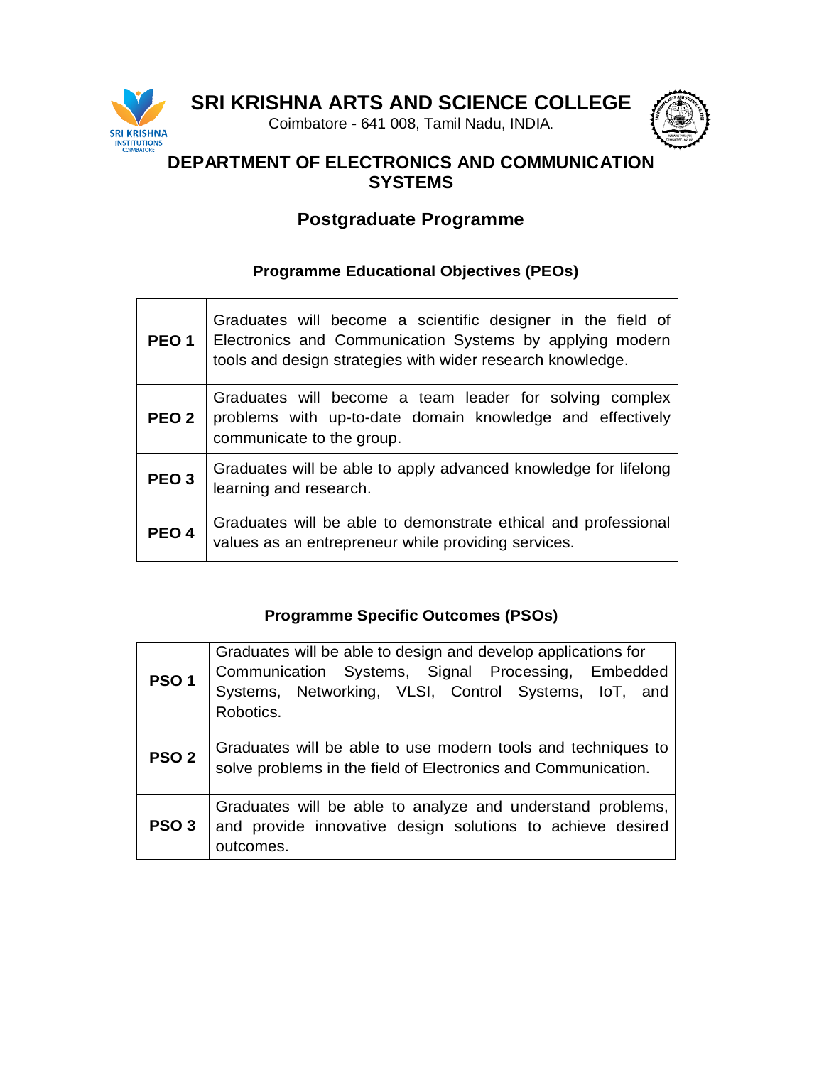# SRI KRISHNA ARTS AND SCIENCE COLLEGE

Coimbatore - 641 008, Tamil Nadu, INDIA.

## DEPARTMENT OF ELECTRONICS AND COMMUNICATION SYSTEMS

## Postgraduate Programme

### Programme Educational Objectives (PEOs)

| | |
|---|---|
| **PEO 1** | Graduates will become a scientific designer in the field of Electronics and Communication Systems by applying modern tools and design strategies with wider research knowledge. |
| **PEO 2** | Graduates will become a team leader for solving complex problems with up-to-date domain knowledge and effectively communicate to the group. |
| **PEO 3** | Graduates will be able to apply advanced knowledge for lifelong learning and research. |
| **PEO 4** | Graduates will be able to demonstrate ethical and professional values as an entrepreneur while providing services. |

### Programme Specific Outcomes (PSOs)

| | |
|---|---|
| **PSO 1** | Graduates will be able to design and develop applications for Communication Systems, Signal Processing, Embedded Systems, Networking, VLSI, Control Systems, IoT, and Robotics. |
| **PSO 2** | Graduates will be able to use modern tools and techniques to solve problems in the field of Electronics and Communication. |
| **PSO 3** | Graduates will be able to analyze and understand problems, and provide innovative design solutions to achieve desired outcomes. |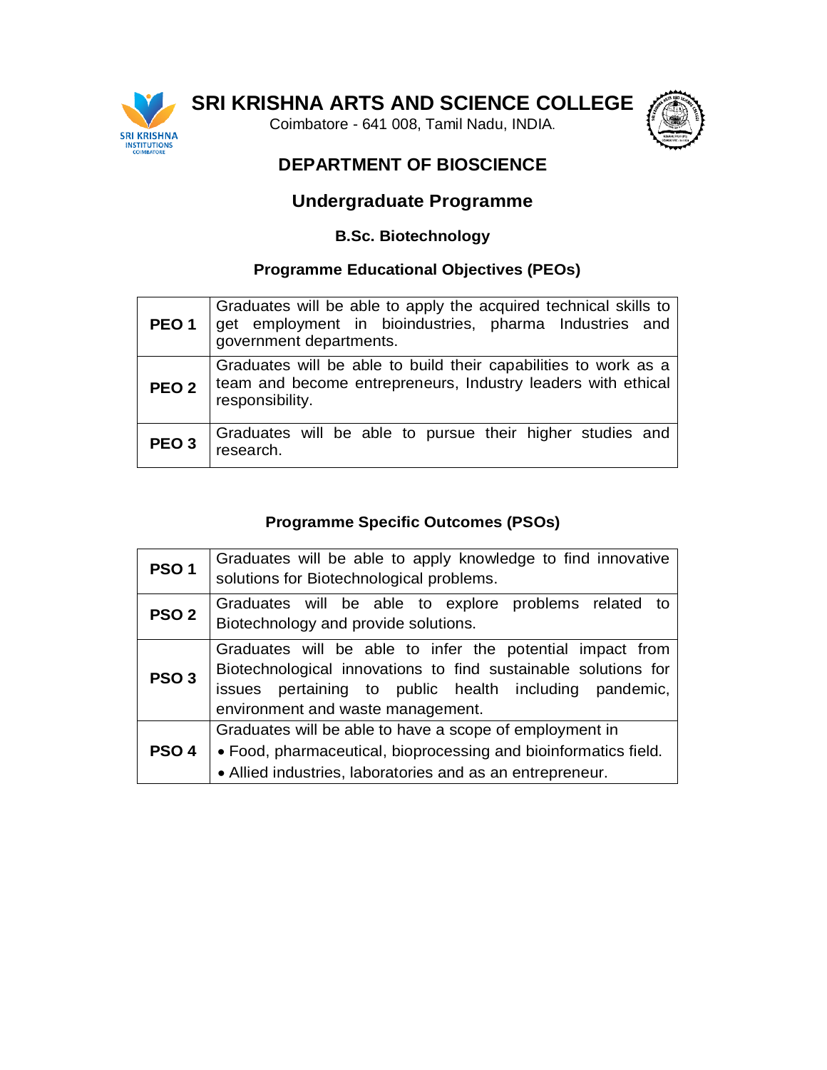# SRI KRISHNA ARTS AND SCIENCE COLLEGE

Coimbatore - 641 008, Tamil Nadu, INDIA.

## DEPARTMENT OF BIOSCIENCE

## Undergraduate Programme

### B.Sc. Biotechnology

### Programme Educational Objectives (PEOs)

| | |
|---|---|
| **PEO 1** | Graduates will be able to apply the acquired technical skills to get employment in bioindustries, pharma Industries and government departments. |
| **PEO 2** | Graduates will be able to build their capabilities to work as a team and become entrepreneurs, Industry leaders with ethical responsibility. |
| **PEO 3** | Graduates will be able to pursue their higher studies and research. |

### Programme Specific Outcomes (PSOs)

| | |
|---|---|
| **PSO 1** | Graduates will be able to apply knowledge to find innovative solutions for Biotechnological problems. |
| **PSO 2** | Graduates will be able to explore problems related to Biotechnology and provide solutions. |
| **PSO 3** | Graduates will be able to infer the potential impact from Biotechnological innovations to find sustainable solutions for issues pertaining to public health including pandemic, environment and waste management. |
| **PSO 4** | Graduates will be able to have a scope of employment in<br>• Food, pharmaceutical, bioprocessing and bioinformatics field.<br>• Allied industries, laboratories and as an entrepreneur. |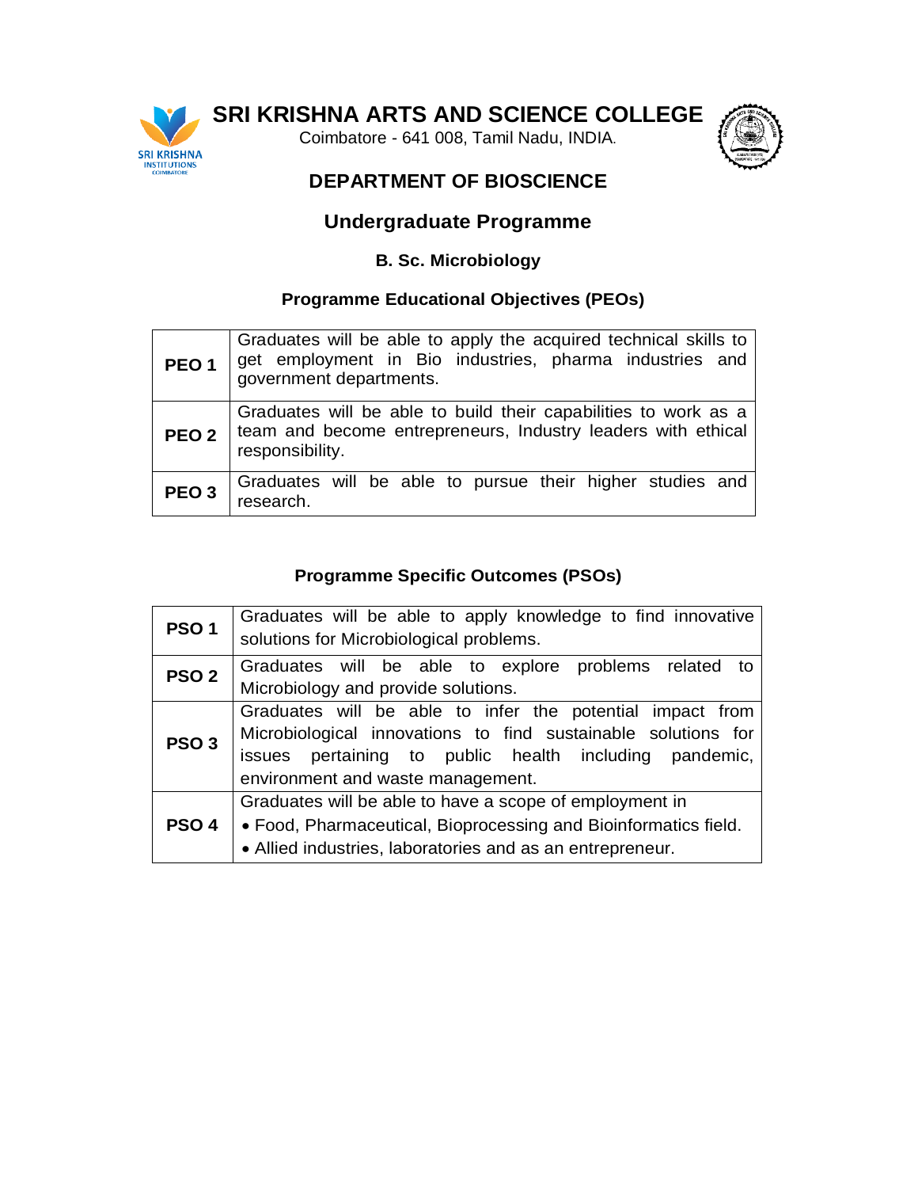# SRI KRISHNA ARTS AND SCIENCE COLLEGE

Coimbatore - 641 008, Tamil Nadu, INDIA.

## DEPARTMENT OF BIOSCIENCE

## Undergraduate Programme

### B. Sc. Microbiology

### Programme Educational Objectives (PEOs)

| | |
|---|---|
| **PEO 1** | Graduates will be able to apply the acquired technical skills to get employment in Bio industries, pharma industries and government departments. |
| **PEO 2** | Graduates will be able to build their capabilities to work as a team and become entrepreneurs, Industry leaders with ethical responsibility. |
| **PEO 3** | Graduates will be able to pursue their higher studies and research. |

### Programme Specific Outcomes (PSOs)

| | |
|---|---|
| **PSO 1** | Graduates will be able to apply knowledge to find innovative solutions for Microbiological problems. |
| **PSO 2** | Graduates will be able to explore problems related to Microbiology and provide solutions. |
| **PSO 3** | Graduates will be able to infer the potential impact from Microbiological innovations to find sustainable solutions for issues pertaining to public health including pandemic, environment and waste management. |
| **PSO 4** | Graduates will be able to have a scope of employment in<br>• Food, Pharmaceutical, Bioprocessing and Bioinformatics field.<br>• Allied industries, laboratories and as an entrepreneur. |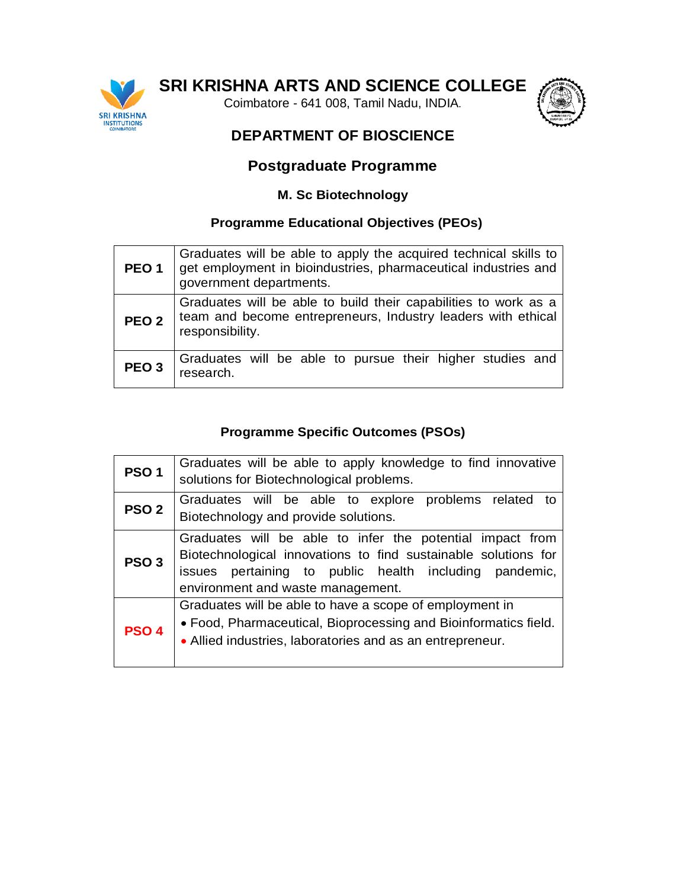# SRI KRISHNA ARTS AND SCIENCE COLLEGE

Coimbatore - 641 008, Tamil Nadu, INDIA.

## DEPARTMENT OF BIOSCIENCE

## Postgraduate Programme

### M. Sc Biotechnology

### Programme Educational Objectives (PEOs)

| | |
|---|---|
| **PEO 1** | Graduates will be able to apply the acquired technical skills to get employment in bioindustries, pharmaceutical industries and government departments. |
| **PEO 2** | Graduates will be able to build their capabilities to work as a team and become entrepreneurs, Industry leaders with ethical responsibility. |
| **PEO 3** | Graduates will be able to pursue their higher studies and research. |

### Programme Specific Outcomes (PSOs)

| | |
|---|---|
| **PSO 1** | Graduates will be able to apply knowledge to find innovative solutions for Biotechnological problems. |
| **PSO 2** | Graduates will be able to explore problems related to Biotechnology and provide solutions. |
| **PSO 3** | Graduates will be able to infer the potential impact from Biotechnological innovations to find sustainable solutions for issues pertaining to public health including pandemic, environment and waste management. |
| **PSO 4** | Graduates will be able to have a scope of employment in<br>• Food, Pharmaceutical, Bioprocessing and Bioinformatics field.<br>• Allied industries, laboratories and as an entrepreneur. |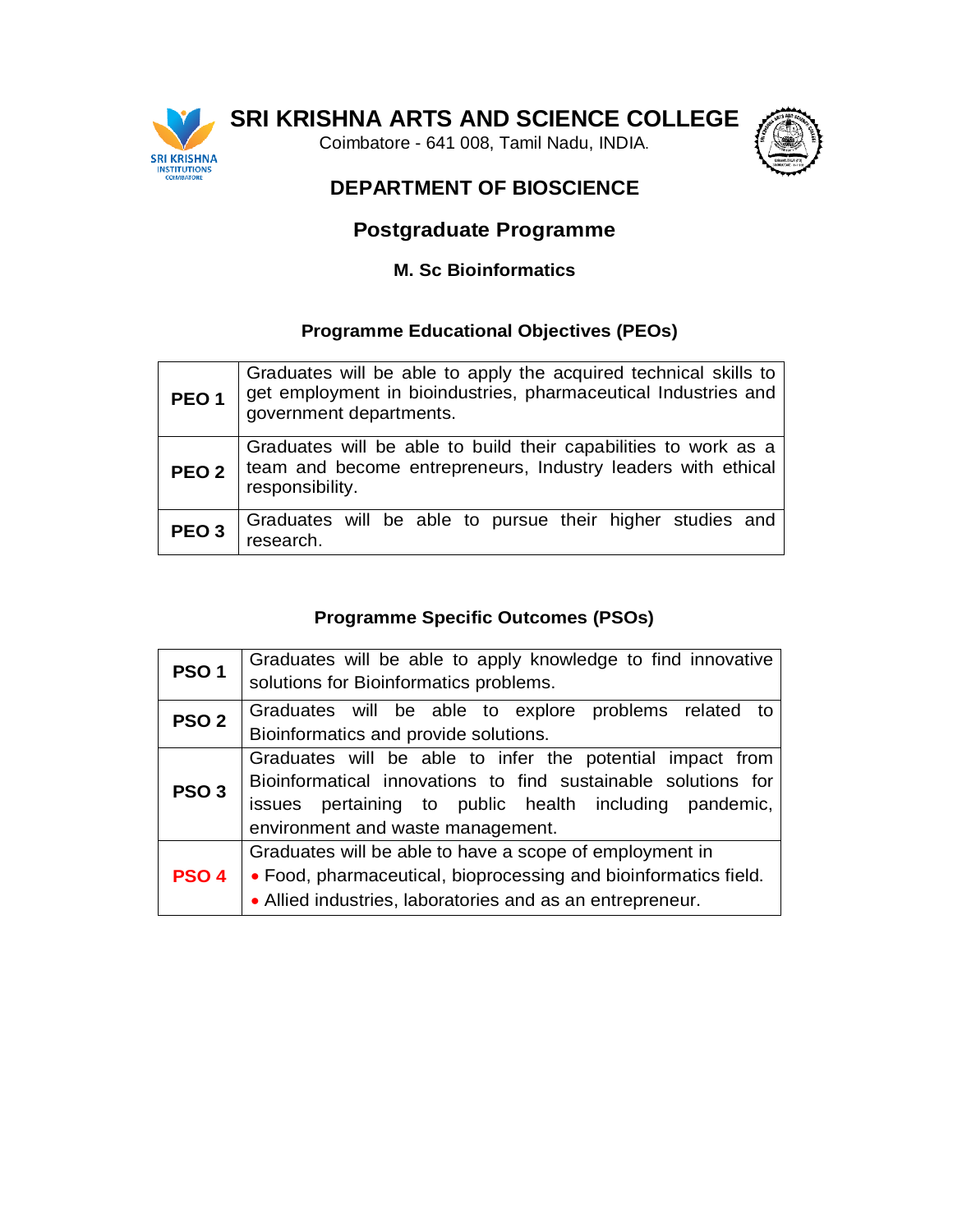# SRI KRISHNA ARTS AND SCIENCE COLLEGE

Coimbatore - 641 008, Tamil Nadu, INDIA.

## DEPARTMENT OF BIOSCIENCE

## Postgraduate Programme

### M. Sc Bioinformatics

### Programme Educational Objectives (PEOs)

| | |
|---|---|
| **PEO 1** | Graduates will be able to apply the acquired technical skills to get employment in bioindustries, pharmaceutical Industries and government departments. |
| **PEO 2** | Graduates will be able to build their capabilities to work as a team and become entrepreneurs, Industry leaders with ethical responsibility. |
| **PEO 3** | Graduates will be able to pursue their higher studies and research. |

### Programme Specific Outcomes (PSOs)

| | |
|---|---|
| **PSO 1** | Graduates will be able to apply knowledge to find innovative solutions for Bioinformatics problems. |
| **PSO 2** | Graduates will be able to explore problems related to Bioinformatics and provide solutions. |
| **PSO 3** | Graduates will be able to infer the potential impact from Bioinformatical innovations to find sustainable solutions for issues pertaining to public health including pandemic, environment and waste management. |
| **PSO 4** | Graduates will be able to have a scope of employment in <br>• Food, pharmaceutical, bioprocessing and bioinformatics field. <br>• Allied industries, laboratories and as an entrepreneur. |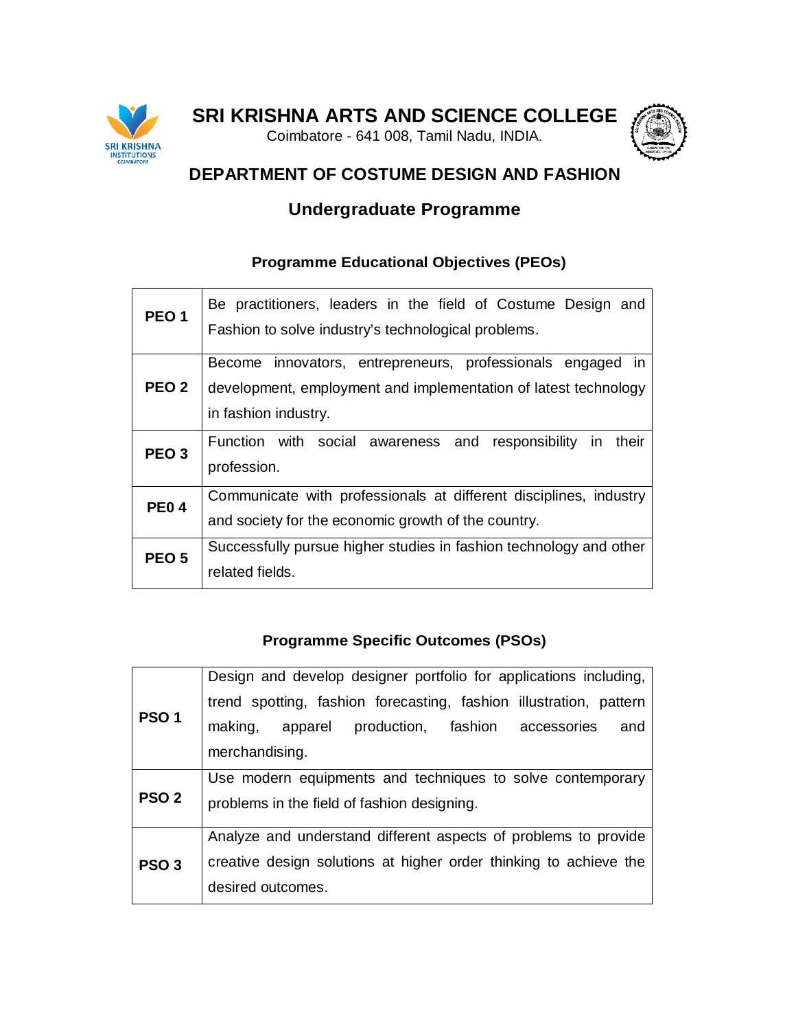# SRI KRISHNA ARTS AND SCIENCE COLLEGE

Coimbatore - 641 008, Tamil Nadu, INDIA.

## DEPARTMENT OF COSTUME DESIGN AND FASHION

## Undergraduate Programme

### Programme Educational Objectives (PEOs)

| | |
|---|---|
| **PEO 1** | Be practitioners, leaders in the field of Costume Design and Fashion to solve industry's technological problems. |
| **PEO 2** | Become innovators, entrepreneurs, professionals engaged in development, employment and implementation of latest technology in fashion industry. |
| **PEO 3** | Function with social awareness and responsibility in their profession. |
| **PE0 4** | Communicate with professionals at different disciplines, industry and society for the economic growth of the country. |
| **PEO 5** | Successfully pursue higher studies in fashion technology and other related fields. |

### Programme Specific Outcomes (PSOs)

| | |
|---|---|
| **PSO 1** | Design and develop designer portfolio for applications including, trend spotting, fashion forecasting, fashion illustration, pattern making, apparel production, fashion accessories and merchandising. |
| **PSO 2** | Use modern equipments and techniques to solve contemporary problems in the field of fashion designing. |
| **PSO 3** | Analyze and understand different aspects of problems to provide creative design solutions at higher order thinking to achieve the desired outcomes. |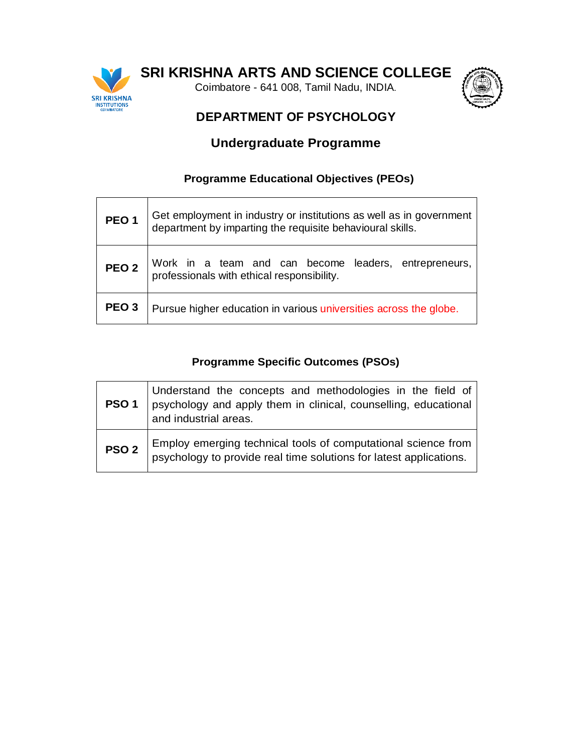# SRI KRISHNA ARTS AND SCIENCE COLLEGE

Coimbatore - 641 008, Tamil Nadu, INDIA.

## DEPARTMENT OF PSYCHOLOGY

## Undergraduate Programme

### Programme Educational Objectives (PEOs)

| | |
|---|---|
| **PEO 1** | Get employment in industry or institutions as well as in government department by imparting the requisite behavioural skills. |
| **PEO 2** | Work in a team and can become leaders, entrepreneurs, professionals with ethical responsibility. |
| **PEO 3** | Pursue higher education in various universities across the globe. |

### Programme Specific Outcomes (PSOs)

| | |
|---|---|
| **PSO 1** | Understand the concepts and methodologies in the field of psychology and apply them in clinical, counselling, educational and industrial areas. |
| **PSO 2** | Employ emerging technical tools of computational science from psychology to provide real time solutions for latest applications. |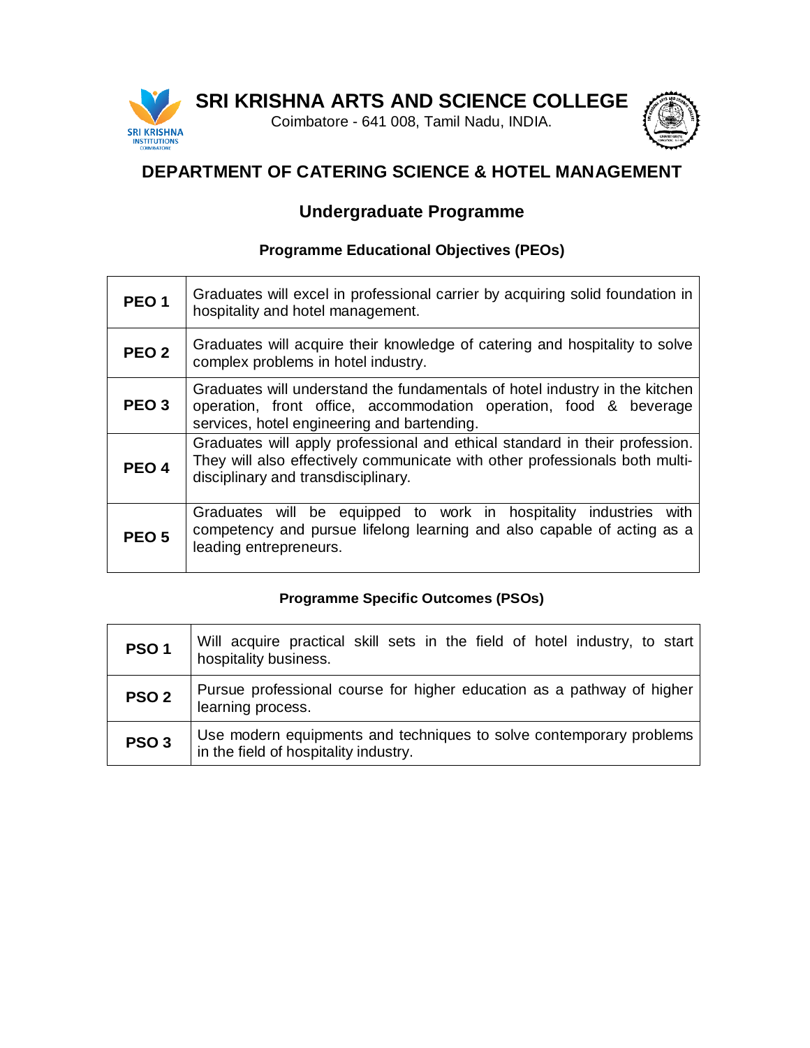# SRI KRISHNA ARTS AND SCIENCE COLLEGE

Coimbatore - 641 008, Tamil Nadu, INDIA.

## DEPARTMENT OF CATERING SCIENCE & HOTEL MANAGEMENT

### Undergraduate Programme

#### Programme Educational Objectives (PEOs)

| | |
|---|---|
| **PEO 1** | Graduates will excel in professional carrier by acquiring solid foundation in hospitality and hotel management. |
| **PEO 2** | Graduates will acquire their knowledge of catering and hospitality to solve complex problems in hotel industry. |
| **PEO 3** | Graduates will understand the fundamentals of hotel industry in the kitchen operation, front office, accommodation operation, food & beverage services, hotel engineering and bartending. |
| **PEO 4** | Graduates will apply professional and ethical standard in their profession. They will also effectively communicate with other professionals both multi-disciplinary and transdisciplinary. |
| **PEO 5** | Graduates will be equipped to work in hospitality industries with competency and pursue lifelong learning and also capable of acting as a leading entrepreneurs. |

#### Programme Specific Outcomes (PSOs)

| | |
|---|---|
| **PSO 1** | Will acquire practical skill sets in the field of hotel industry, to start hospitality business. |
| **PSO 2** | Pursue professional course for higher education as a pathway of higher learning process. |
| **PSO 3** | Use modern equipments and techniques to solve contemporary problems in the field of hospitality industry. |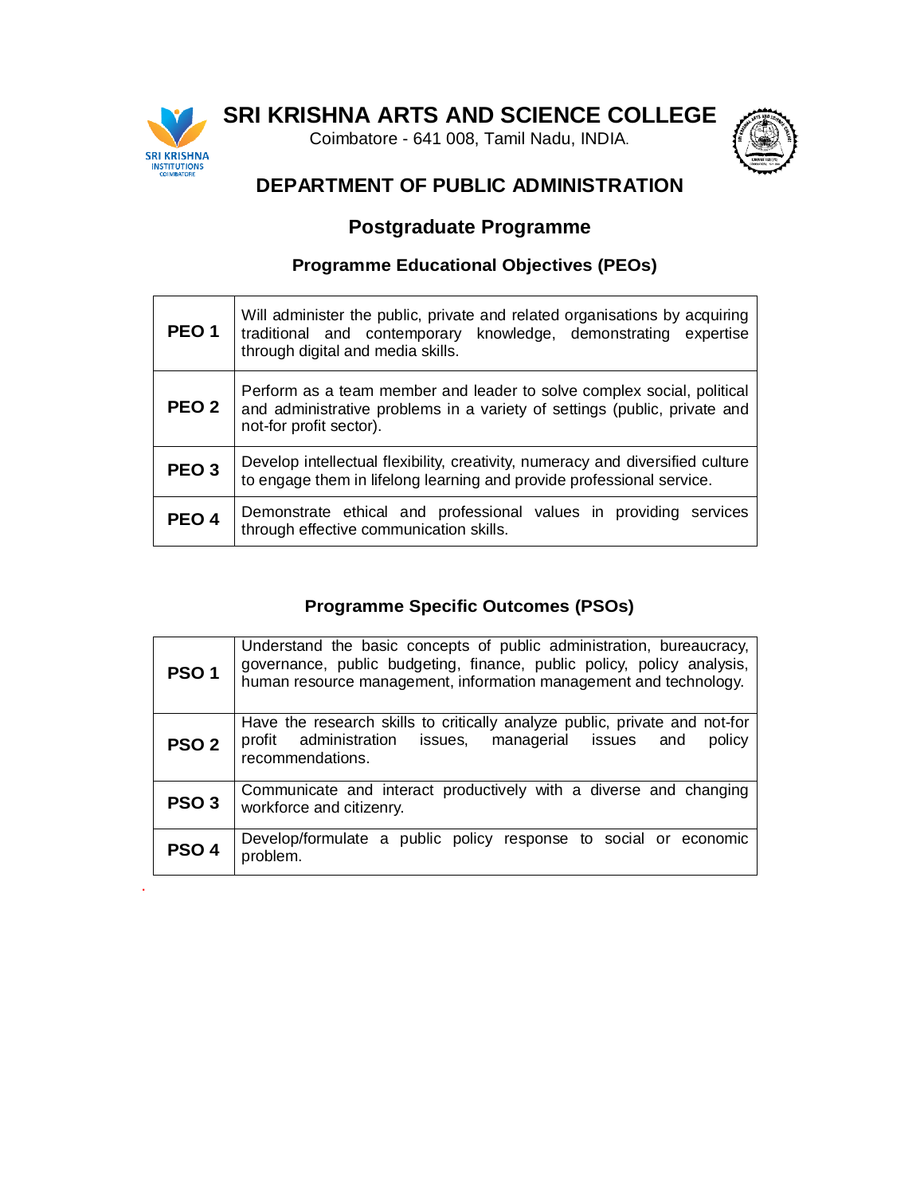# SRI KRISHNA ARTS AND SCIENCE COLLEGE

Coimbatore - 641 008, Tamil Nadu, INDIA.

## DEPARTMENT OF PUBLIC ADMINISTRATION

### Postgraduate Programme

### Programme Educational Objectives (PEOs)

| | |
|---|---|
| **PEO 1** | Will administer the public, private and related organisations by acquiring traditional and contemporary knowledge, demonstrating expertise through digital and media skills. |
| **PEO 2** | Perform as a team member and leader to solve complex social, political and administrative problems in a variety of settings (public, private and not-for profit sector). |
| **PEO 3** | Develop intellectual flexibility, creativity, numeracy and diversified culture to engage them in lifelong learning and provide professional service. |
| **PEO 4** | Demonstrate ethical and professional values in providing services through effective communication skills. |

### Programme Specific Outcomes (PSOs)

| | |
|---|---|
| **PSO 1** | Understand the basic concepts of public administration, bureaucracy, governance, public budgeting, finance, public policy, policy analysis, human resource management, information management and technology. |
| **PSO 2** | Have the research skills to critically analyze public, private and not-for profit administration issues, managerial issues and policy recommendations. |
| **PSO 3** | Communicate and interact productively with a diverse and changing workforce and citizenry. |
| **PSO 4** | Develop/formulate a public policy response to social or economic problem. |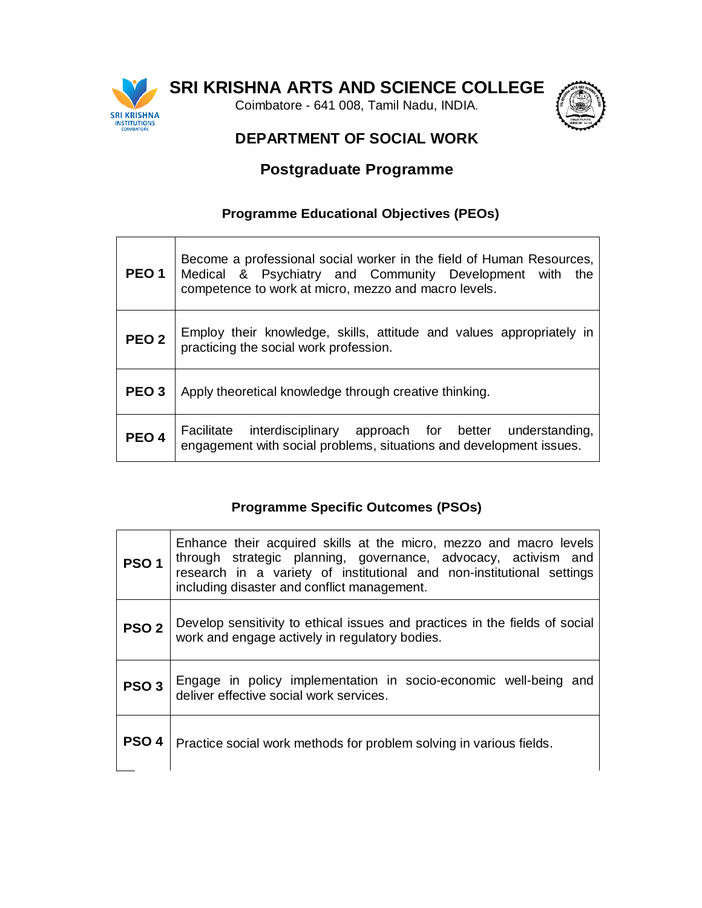# SRI KRISHNA ARTS AND SCIENCE COLLEGE

Coimbatore - 641 008, Tamil Nadu, INDIA.

## DEPARTMENT OF SOCIAL WORK

## Postgraduate Programme

### Programme Educational Objectives (PEOs)

| | |
|---|---|
| **PEO 1** | Become a professional social worker in the field of Human Resources, Medical & Psychiatry and Community Development with the competence to work at micro, mezzo and macro levels. |
| **PEO 2** | Employ their knowledge, skills, attitude and values appropriately in practicing the social work profession. |
| **PEO 3** | Apply theoretical knowledge through creative thinking. |
| **PEO 4** | Facilitate interdisciplinary approach for better understanding, engagement with social problems, situations and development issues. |

### Programme Specific Outcomes (PSOs)

| | |
|---|---|
| **PSO 1** | Enhance their acquired skills at the micro, mezzo and macro levels through strategic planning, governance, advocacy, activism and research in a variety of institutional and non-institutional settings including disaster and conflict management. |
| **PSO 2** | Develop sensitivity to ethical issues and practices in the fields of social work and engage actively in regulatory bodies. |
| **PSO 3** | Engage in policy implementation in socio-economic well-being and deliver effective social work services. |
| **PSO 4** | Practice social work methods for problem solving in various fields. |